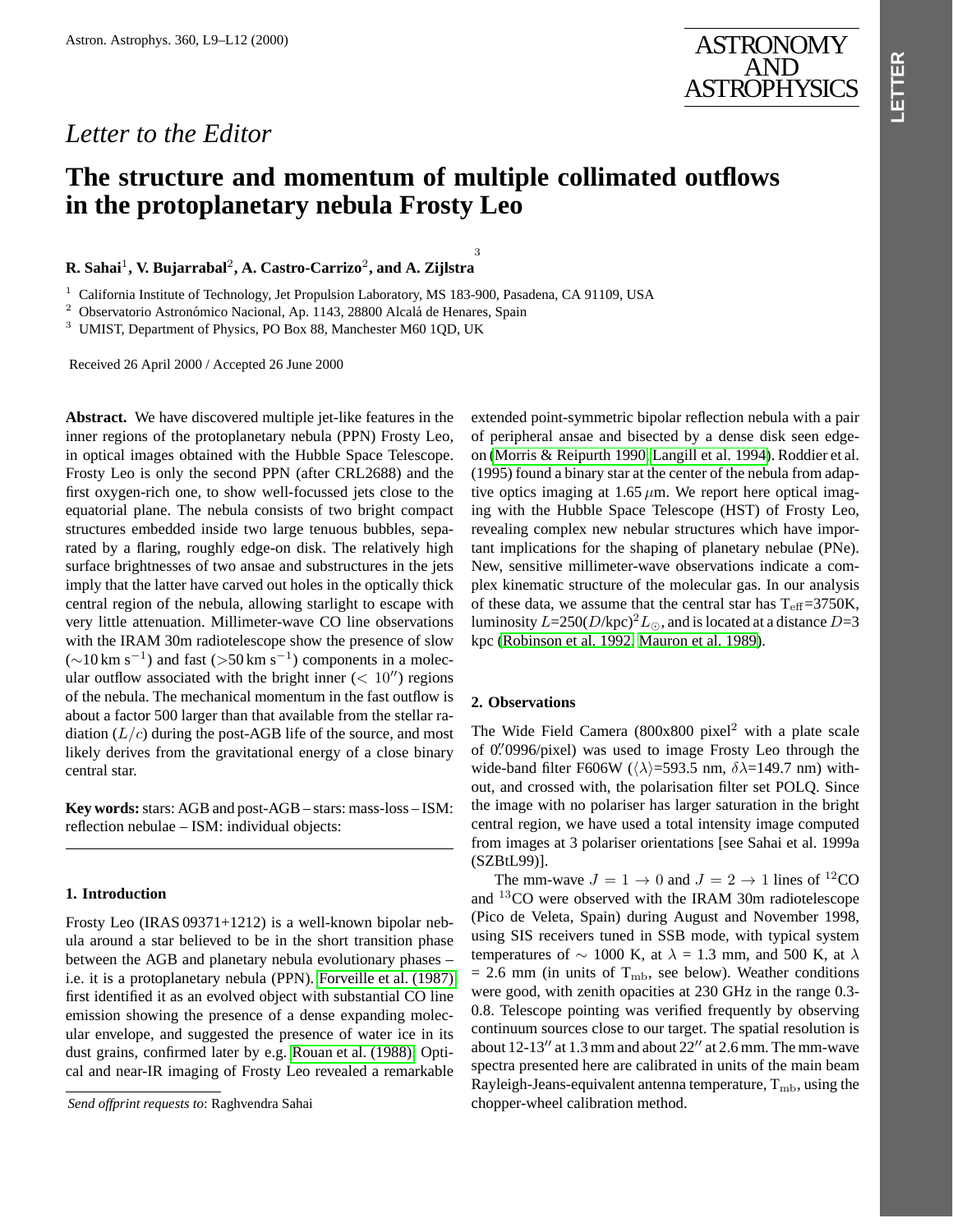*Letter to the Editor*

# The structure and momentum of multiple collimated outflows in the protoplanetary nebula Frosty Leo

**R. Sahai[1], V. Bujarrabal[2], A. Castro-Carrizo[2], and A. Zijlstra[3]**

[1] California Institute of Technology, Jet Propulsion Laboratory, MS 183-900, Pasadena, CA 91109, USA
[2] Observatorio Astronómico Nacional, Ap. 1143, 28800 Alcalá de Henares, Spain
[3] UMIST, Department of Physics, PO Box 88, Manchester M60 1QD, UK

Received 26 April 2000 / Accepted 26 June 2000

**Abstract.** We have discovered multiple jet-like features in the inner regions of the protoplanetary nebula (PPN) Frosty Leo, in optical images obtained with the Hubble Space Telescope. Frosty Leo is only the second PPN (after CRL2688) and the first oxygen-rich one, to show well-focussed jets close to the equatorial plane. The nebula consists of two bright compact structures embedded inside two large tenuous bubbles, separated by a flaring, roughly edge-on disk. The relatively high surface brightnesses of two ansae and substructures in the jets imply that the latter have carved out holes in the optically thick central region of the nebula, allowing starlight to escape with very little attenuation. Millimeter-wave CO line observations with the IRAM 30m radiotelescope show the presence of slow ($\sim$10 km s$^{-1}$) and fast ($>$50 km s$^{-1}$) components in a molecular outflow associated with the bright inner ($< 10''$) regions of the nebula. The mechanical momentum in the fast outflow is about a factor 500 larger than that available from the stellar radiation ($L/c$) during the post-AGB life of the source, and most likely derives from the gravitational energy of a close binary central star.

**Key words:** stars: AGB and post-AGB – stars: mass-loss – ISM: reflection nebulae – ISM: individual objects:

## 1. Introduction

Frosty Leo (IRAS 09371+1212) is a well-known bipolar nebula around a star believed to be in the short transition phase between the AGB and planetary nebula evolutionary phases – i.e. it is a protoplanetary nebula (PPN). Forveille et al. (1987) first identified it as an evolved object with substantial CO line emission showing the presence of a dense expanding molecular envelope, and suggested the presence of water ice in its dust grains, confirmed later by e.g. Rouan et al. (1988). Optical and near-IR imaging of Frosty Leo revealed a remarkable extended point-symmetric bipolar reflection nebula with a pair of peripheral ansae and bisected by a dense disk seen edge-on (Morris & Reipurth 1990, Langill et al. 1994). Roddier et al. (1995) found a binary star at the center of the nebula from adaptive optics imaging at 1.65 $\mu$m. We report here optical imaging with the Hubble Space Telescope (HST) of Frosty Leo, revealing complex new nebular structures which have important implications for the shaping of planetary nebulae (PNe). New, sensitive millimeter-wave observations indicate a complex kinematic structure of the molecular gas. In our analysis of these data, we assume that the central star has $T_{\rm eff}$=3750K, luminosity $L$=250($D$/kpc)$^2 L_\odot$, and is located at a distance $D$=3 kpc (Robinson et al. 1992, Mauron et al. 1989).

## 2. Observations

The Wide Field Camera (800x800 pixel$^2$ with a plate scale of 0.″0996/pixel) was used to image Frosty Leo through the wide-band filter F606W ($\langle\lambda\rangle$=593.5 nm, $\delta\lambda$=149.7 nm) without, and crossed with, the polarisation filter set POLQ. Since the image with no polariser has larger saturation in the bright central region, we have used a total intensity image computed from images at 3 polariser orientations [see Sahai et al. 1999a (SZBtL99)].

The mm-wave $J = 1 \rightarrow 0$ and $J = 2 \rightarrow 1$ lines of $^{12}$CO and $^{13}$CO were observed with the IRAM 30m radiotelescope (Pico de Veleta, Spain) during August and November 1998, using SIS receivers tuned in SSB mode, with typical system temperatures of $\sim$ 1000 K, at $\lambda$ = 1.3 mm, and 500 K, at $\lambda$ = 2.6 mm (in units of $T_{\rm mb}$, see below). Weather conditions were good, with zenith opacities at 230 GHz in the range 0.3-0.8. Telescope pointing was verified frequently by observing continuum sources close to our target. The spatial resolution is about 12-13″ at 1.3 mm and about 22″ at 2.6 mm. The mm-wave spectra presented here are calibrated in units of the main beam Rayleigh-Jeans-equivalent antenna temperature, $T_{\rm mb}$, using the chopper-wheel calibration method.

*Send offprint requests to*: Raghvendra Sahai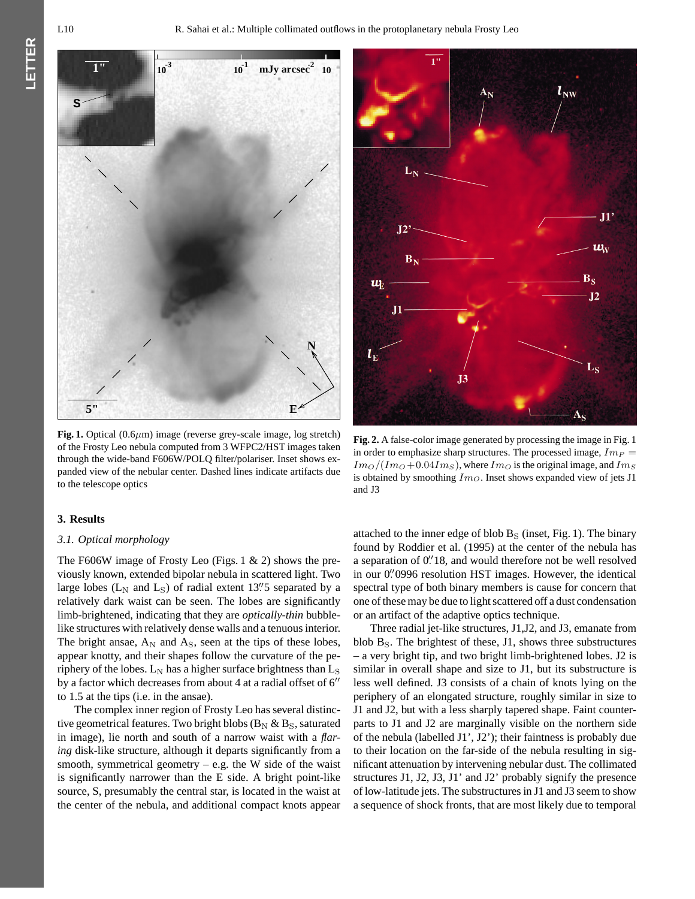**Fig. 1.** Optical (0.6$\mu$m) image (reverse grey-scale image, log stretch) of the Frosty Leo nebula computed from 3 WFPC2/HST images taken through the wide-band F606W/POLQ filter/polariser. Inset shows expanded view of the nebular center. Dashed lines indicate artifacts due to the telescope optics

**Fig. 2.** A false-color image generated by processing the image in Fig. 1 in order to emphasize sharp structures. The processed image, $Im_P = Im_O/(Im_O + 0.04 Im_S)$, where $Im_O$ is the original image, and $Im_S$ is obtained by smoothing $Im_O$. Inset shows expanded view of jets J1 and J3

## 3. Results

### 3.1. Optical morphology

The F606W image of Frosty Leo (Figs. 1 & 2) shows the previously known, extended bipolar nebula in scattered light. Two large lobes ($L_N$ and $L_S$) of radial extent 13.″5 separated by a relatively dark waist can be seen. The lobes are significantly limb-brightened, indicating that they are *optically-thin* bubble-like structures with relatively dense walls and a tenuous interior. The bright ansae, $A_N$ and $A_S$, seen at the tips of these lobes, appear knotty, and their shapes follow the curvature of the periphery of the lobes. $L_N$ has a higher surface brightness than $L_S$ by a factor which decreases from about 4 at a radial offset of 6″ to 1.5 at the tips (i.e. in the ansae).

The complex inner region of Frosty Leo has several distinctive geometrical features. Two bright blobs ($B_N$ & $B_S$, saturated in image), lie north and south of a narrow waist with a *flaring* disk-like structure, although it departs significantly from a smooth, symmetrical geometry – e.g. the W side of the waist is significantly narrower than the E side. A bright point-like source, S, presumably the central star, is located in the waist at the center of the nebula, and additional compact knots appear attached to the inner edge of blob $B_S$ (inset, Fig. 1). The binary found by Roddier et al. (1995) at the center of the nebula has a separation of 0.″18, and would therefore not be well resolved in our 0.″0996 resolution HST images. However, the identical spectral type of both binary members is cause for concern that one of these may be due to light scattered off a dust condensation or an artifact of the adaptive optics technique.

Three radial jet-like structures, J1,J2, and J3, emanate from blob $B_S$. The brightest of these, J1, shows three substructures – a very bright tip, and two bright limb-brightened lobes. J2 is similar in overall shape and size to J1, but its substructure is less well defined. J3 consists of a chain of knots lying on the periphery of an elongated structure, roughly similar in size to J1 and J2, but with a less sharply tapered shape. Faint counterparts to J1 and J2 are marginally visible on the northern side of the nebula (labelled J1', J2'); their faintness is probably due to their location on the far-side of the nebula resulting in significant attenuation by intervening nebular dust. The collimated structures J1, J2, J3, J1' and J2' probably signify the presence of low-latitude jets. The substructures in J1 and J3 seem to show a sequence of shock fronts, that are most likely due to temporal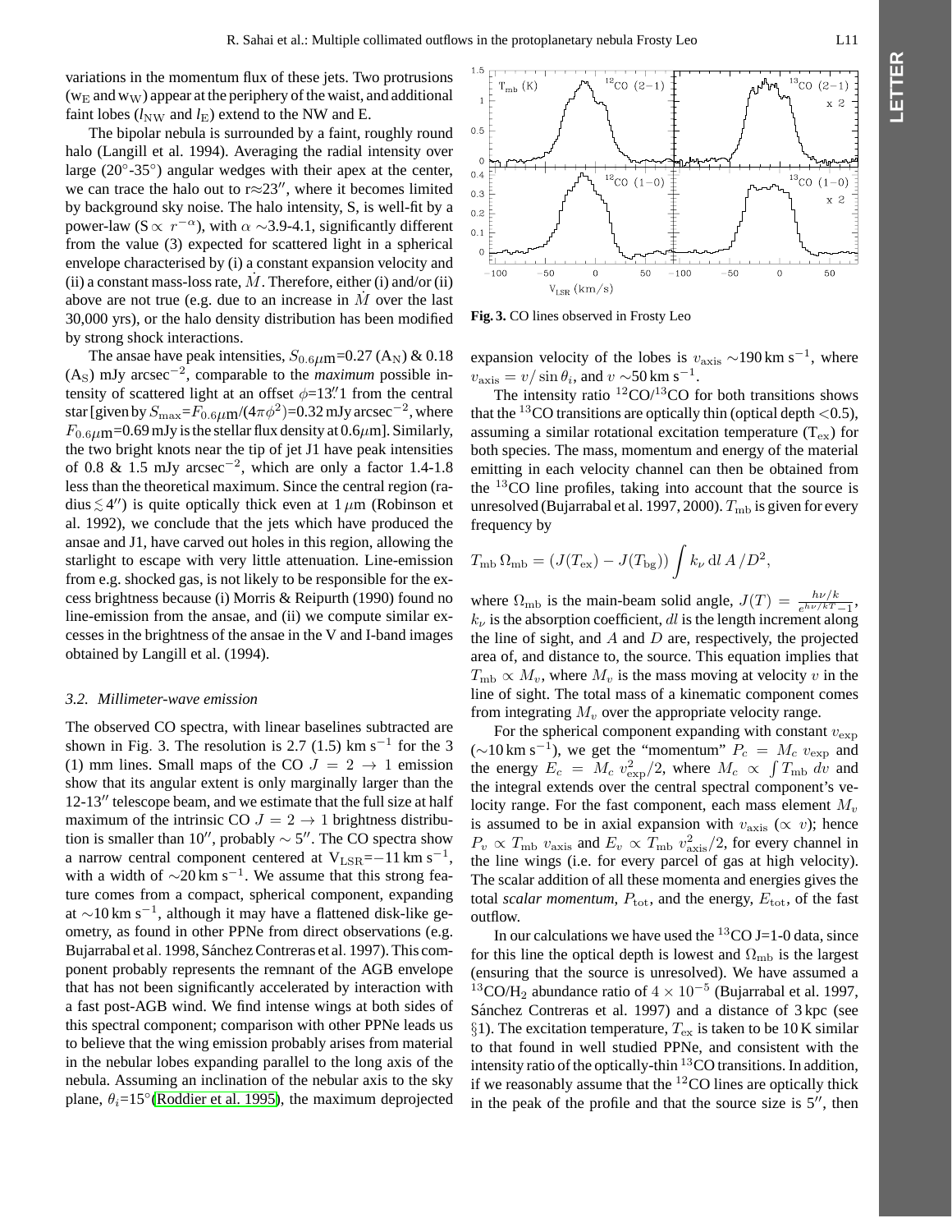variations in the momentum flux of these jets. Two protrusions ($w_E$ and $w_W$) appear at the periphery of the waist, and additional faint lobes ($l_{NW}$ and $l_E$) extend to the NW and E.

The bipolar nebula is surrounded by a faint, roughly round halo (Langill et al. 1994). Averaging the radial intensity over large (20°-35°) angular wedges with their apex at the center, we can trace the halo out to r≈23″, where it becomes limited by background sky noise. The halo intensity, S, is well-fit by a power-law ($S \propto r^{-\alpha}$), with $\alpha \sim$3.9-4.1, significantly different from the value (3) expected for scattered light in a spherical envelope characterised by (i) a constant expansion velocity and (ii) a constant mass-loss rate, $\dot{M}$. Therefore, either (i) and/or (ii) above are not true (e.g. due to an increase in $\dot{M}$ over the last 30,000 yrs), or the halo density distribution has been modified by strong shock interactions.

The ansae have peak intensities, $S_{0.6\mu\mathrm{m}}$=0.27 ($A_N$) & 0.18 ($A_S$) mJy arcsec$^{-2}$, comparable to the *maximum* possible intensity of scattered light at an offset $\phi$=13.″1 from the central star [given by $S_{max}$=$F_{0.6\mu\mathrm{m}}/(4\pi\phi^2)$=0.32 mJy arcsec$^{-2}$, where $F_{0.6\mu\mathrm{m}}$=0.69 mJy is the stellar flux density at 0.6$\mu$m]. Similarly, the two bright knots near the tip of jet J1 have peak intensities of 0.8 & 1.5 mJy arcsec$^{-2}$, which are only a factor 1.4-1.8 less than the theoretical maximum. Since the central region (radius$\lesssim$4″) is quite optically thick even at 1 $\mu$m (Robinson et al. 1992), we conclude that the jets which have produced the ansae and J1, have carved out holes in this region, allowing the starlight to escape with very little attenuation. Line-emission from e.g. shocked gas, is not likely to be responsible for the excess brightness because (i) Morris & Reipurth (1990) found no line-emission from the ansae, and (ii) we compute similar excesses in the brightness of the ansae in the V and I-band images obtained by Langill et al. (1994).

### 3.2. Millimeter-wave emission

The observed CO spectra, with linear baselines subtracted are shown in Fig. 3. The resolution is 2.7 (1.5) km s$^{-1}$ for the 3 (1) mm lines. Small maps of the CO $J = 2 \rightarrow 1$ emission show that its angular extent is only marginally larger than the 12-13″ telescope beam, and we estimate that the full size at half maximum of the intrinsic CO $J = 2 \rightarrow 1$ brightness distribution is smaller than 10″, probably $\sim$ 5″. The CO spectra show a narrow central component centered at $V_{LSR}$=−11 km s$^{-1}$, with a width of $\sim$20 km s$^{-1}$. We assume that this strong feature comes from a compact, spherical component, expanding at $\sim$10 km s$^{-1}$, although it may have a flattened disk-like geometry, as found in other PPNe from direct observations (e.g. Bujarrabal et al. 1998, Sánchez Contreras et al. 1997). This component probably represents the remnant of the AGB envelope that has not been significantly accelerated by interaction with a fast post-AGB wind. We find intense wings at both sides of this spectral component; comparison with other PPNe leads us to believe that the wing emission probably arises from material in the nebular lobes expanding parallel to the long axis of the nebula. Assuming an inclination of the nebular axis to the sky plane, $\theta_i$=15°(Roddier et al. 1995), the maximum deprojected expansion velocity of the lobes is $v_{\rm axis}$ $\sim$190 km s$^{-1}$, where $v_{\rm axis} = v/\sin\theta_i$, and $v$ $\sim$50 km s$^{-1}$.

**Fig. 3.** CO lines observed in Frosty Leo

The intensity ratio $^{12}$CO/$^{13}$CO for both transitions shows that the $^{13}$CO transitions are optically thin (optical depth <0.5), assuming a similar rotational excitation temperature ($T_{\rm ex}$) for both species. The mass, momentum and energy of the material emitting in each velocity channel can then be obtained from the $^{13}$CO line profiles, taking into account that the source is unresolved (Bujarrabal et al. 1997, 2000). $T_{\rm mb}$ is given for every frequency by

$$T_{\rm mb}\,\Omega_{\rm mb} = (J(T_{\rm ex}) - J(T_{\rm bg})) \int k_\nu \,{\rm d}l \; A\,/D^2,$$

where $\Omega_{\rm mb}$ is the main-beam solid angle, $J(T) = \frac{h\nu/k}{e^{h\nu/kT}-1}$, $k_\nu$ is the absorption coefficient, $dl$ is the length increment along the line of sight, and $A$ and $D$ are, respectively, the projected area of, and distance to, the source. This equation implies that $T_{\rm mb} \propto M_v$, where $M_v$ is the mass moving at velocity $v$ in the line of sight. The total mass of a kinematic component comes from integrating $M_v$ over the appropriate velocity range.

For the spherical component expanding with constant $v_{\rm exp}$ ($\sim$10 km s$^{-1}$), we get the "momentum" $P_c = M_c\, v_{\rm exp}$ and the energy $E_c = M_c\, v_{\rm exp}^2/2$, where $M_c \propto \int T_{\rm mb}\, dv$ and the integral extends over the central spectral component's velocity range. For the fast component, each mass element $M_v$ is assumed to be in axial expansion with $v_{\rm axis}$ ($\propto v$); hence $P_v \propto T_{\rm mb}\, v_{\rm axis}$ and $E_v \propto T_{\rm mb}\, v_{\rm axis}^2/2$, for every channel in the line wings (i.e. for every parcel of gas at high velocity). The scalar addition of all these momenta and energies gives the total *scalar momentum*, $P_{\rm tot}$, and the energy, $E_{\rm tot}$, of the fast outflow.

In our calculations we have used the $^{13}$CO J=1-0 data, since for this line the optical depth is lowest and $\Omega_{\rm mb}$ is the largest (ensuring that the source is unresolved). We have assumed a $^{13}$CO/$H_2$ abundance ratio of $4 \times 10^{-5}$ (Bujarrabal et al. 1997, Sánchez Contreras et al. 1997) and a distance of 3 kpc (see §1). The excitation temperature, $T_{\rm ex}$ is taken to be 10 K similar to that found in well studied PPNe, and consistent with the intensity ratio of the optically-thin $^{13}$CO transitions. In addition, if we reasonably assume that the $^{12}$CO lines are optically thick in the peak of the profile and that the source size is 5″, then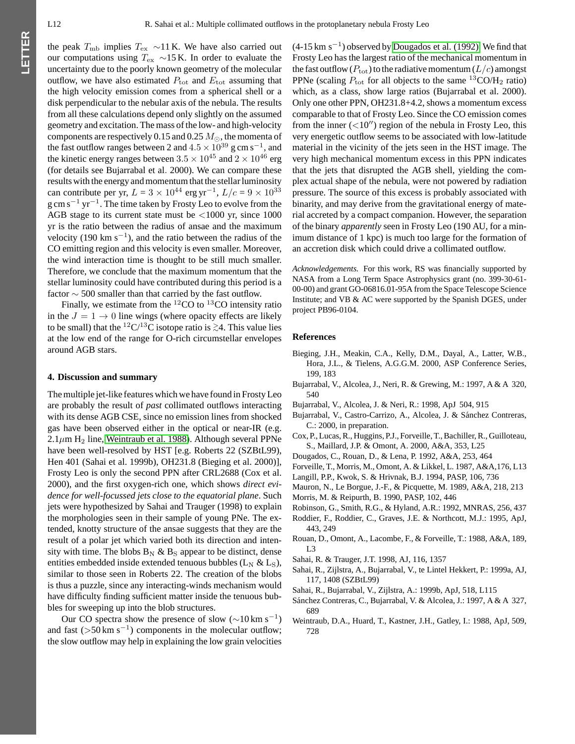the peak $T_{\rm mb}$ implies $T_{\rm ex}$ $\sim$11 K. We have also carried out our computations using $T_{\rm ex}$ $\sim$15 K. In order to evaluate the uncertainty due to the poorly known geometry of the molecular outflow, we have also estimated $P_{\rm tot}$ and $E_{\rm tot}$ assuming that the high velocity emission comes from a spherical shell or a disk perpendicular to the nebular axis of the nebula. The results from all these calculations depend only slightly on the assumed geometry and excitation. The mass of the low- and high-velocity components are respectively 0.15 and 0.25 $M_{\odot}$, the momenta of the fast outflow ranges between 2 and $4.5 \times 10^{39}$ g cm s$^{-1}$, and the kinetic energy ranges between $3.5 \times 10^{45}$ and $2 \times 10^{46}$ erg (for details see Bujarrabal et al. 2000). We can compare these results with the energy and momentum that the stellar luminosity can contribute per yr, $L = 3 \times 10^{44}$ erg yr$^{-1}$, $L/c = 9 \times 10^{33}$ g cm s$^{-1}$ yr$^{-1}$. The time taken by Frosty Leo to evolve from the AGB stage to its current state must be <1000 yr, since 1000 yr is the ratio between the radius of ansae and the maximum velocity (190 km s$^{-1}$), and the ratio between the radius of the CO emitting region and this velocity is even smaller. Moreover, the wind interaction time is thought to be still much smaller. Therefore, we conclude that the maximum momentum that the stellar luminosity could have contributed during this period is a factor $\sim$ 500 smaller than that carried by the fast outflow.

Finally, we estimate from the $^{12}$CO to $^{13}$CO intensity ratio in the $J = 1 \rightarrow 0$ line wings (where opacity effects are likely to be small) that the $^{12}$C/$^{13}$C isotope ratio is $\gtrsim$4. This value lies at the low end of the range for O-rich circumstellar envelopes around AGB stars.

## 4. Discussion and summary

The multiple jet-like features which we have found in Frosty Leo are probably the result of *past* collimated outflows interacting with its dense AGB CSE, since no emission lines from shocked gas have been observed either in the optical or near-IR (e.g. 2.1$\mu$m $H_2$ line, Weintraub et al. 1988). Although several PPNe have been well-resolved by HST [e.g. Roberts 22 (SZBtL99), Hen 401 (Sahai et al. 1999b), OH231.8 (Bieging et al. 2000)], Frosty Leo is only the second PPN after CRL2688 (Cox et al. 2000), and the first oxygen-rich one, which shows *direct evidence for well-focussed jets close to the equatorial plane*. Such jets were hypothesized by Sahai and Trauger (1998) to explain the morphologies seen in their sample of young PNe. The extended, knotty structure of the ansae suggests that they are the result of a polar jet which varied both its direction and intensity with time. The blobs $B_N$ & $B_S$ appear to be distinct, dense entities embedded inside extended tenuous bubbles ($L_N$ & $L_S$), similar to those seen in Roberts 22. The creation of the blobs is thus a puzzle, since any interacting-winds mechanism would have difficulty finding sufficient matter inside the tenuous bubbles for sweeping up into the blob structures.

Our CO spectra show the presence of slow ($\sim$10 km s$^{-1}$) and fast (>50 km s$^{-1}$) components in the molecular outflow; the slow outflow may help in explaining the low grain velocities (4-15 km s$^{-1}$) observed by Dougados et al. (1992). We find that Frosty Leo has the largest ratio of the mechanical momentum in the fast outflow ($P_{\rm tot}$) to the radiative momentum ($L/c$) amongst PPNe (scaling $P_{\rm tot}$ for all objects to the same $^{13}$CO/$H_2$ ratio) which, as a class, show large ratios (Bujarrabal et al. 2000). Only one other PPN, OH231.8+4.2, shows a momentum excess comparable to that of Frosty Leo. Since the CO emission comes from the inner (<10″) region of the nebula in Frosty Leo, this very energetic outflow seems to be associated with low-latitude material in the vicinity of the jets seen in the HST image. The very high mechanical momentum excess in this PPN indicates that the jets that disrupted the AGB shell, yielding the complex actual shape of the nebula, were not powered by radiation pressure. The source of this excess is probably associated with binarity, and may derive from the gravitational energy of material accreted by a compact companion. However, the separation of the binary *apparently* seen in Frosty Leo (190 AU, for a minimum distance of 1 kpc) is much too large for the formation of an accretion disk which could drive a collimated outflow.

*Acknowledgements.* For this work, RS was financially supported by NASA from a Long Term Space Astrophysics grant (no. 399-30-61-00-00) and grant GO-06816.01-95A from the Space Telescope Science Institute; and VB & AC were supported by the Spanish DGES, under project PB96-0104.

## References

- Bieging, J.H., Meakin, C.A., Kelly, D.M., Dayal, A., Latter, W.B., Hora, J.L., & Tielens, A.G.G.M. 2000, ASP Conference Series, 199, 183
- Bujarrabal, V., Alcolea, J., Neri, R. & Grewing, M.: 1997, A & A 320, 540
- Bujarrabal, V., Alcolea, J. & Neri, R.: 1998, ApJ 504, 915
- Bujarrabal, V., Castro-Carrizo, A., Alcolea, J. & Sánchez Contreras, C.: 2000, in preparation.
- Cox, P., Lucas, R., Huggins, P.J., Forveille, T., Bachiller, R., Guilloteau, S., Maillard, J.P. & Omont, A. 2000, A&A, 353, L25
- Dougados, C., Rouan, D., & Lena, P. 1992, A&A, 253, 464
- Forveille, T., Morris, M., Omont, A. & Likkel, L. 1987, A&A,176, L13
- Langill, P.P., Kwok, S. & Hrivnak, B.J. 1994, PASP, 106, 736
- Mauron, N., Le Borgue, J.-F., & Picquette, M. 1989, A&A, 218, 213
- Morris, M. & Reipurth, B. 1990, PASP, 102, 446
- Robinson, G., Smith, R.G., & Hyland, A.R.: 1992, MNRAS, 256, 437
- Roddier, F., Roddier, C., Graves, J.E. & Northcott, M.J.: 1995, ApJ, 443, 249
- Rouan, D., Omont, A., Lacombe, F., & Forveille, T.: 1988, A&A, 189, L3
- Sahai, R. & Trauger, J.T. 1998, AJ, 116, 1357
- Sahai, R., Zijlstra, A., Bujarrabal, V., te Lintel Hekkert, P.: 1999a, AJ, 117, 1408 (SZBtL99)
- Sahai, R., Bujarrabal, V., Zijlstra, A.: 1999b, ApJ, 518, L115
- Sánchez Contreras, C., Bujarrabal, V. & Alcolea, J.: 1997, A & A 327, 689
- Weintraub, D.A., Huard, T., Kastner, J.H., Gatley, I.: 1988, ApJ, 509, 728